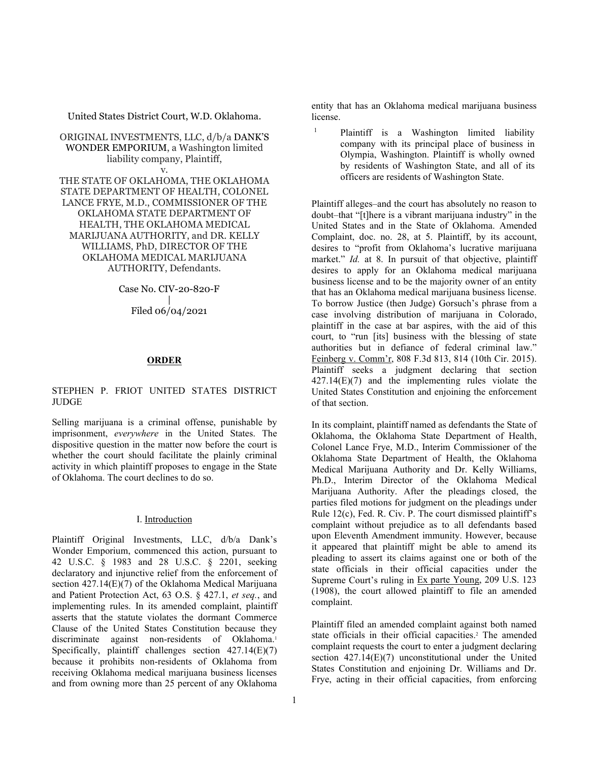United States District Court, W.D. Oklahoma.

ORIGINAL INVESTMENTS, LLC, d/b/a DANK'S WONDER EMPORIUM, a Washington limited liability company, Plaintiff,

v.

THE STATE OF OKLAHOMA, THE OKLAHOMA STATE DEPARTMENT OF HEALTH, COLONEL LANCE FRYE, M.D., COMMISSIONER OF THE OKLAHOMA STATE DEPARTMENT OF HEALTH, THE OKLAHOMA MEDICAL MARIJUANA AUTHORITY, and DR. KELLY WILLIAMS, PhD, DIRECTOR OF THE OKLAHOMA MEDICAL MARIJUANA AUTHORITY, Defendants.

Case No. CIV-20-820-F

|

Filed 06/04/2021

## ORDER

STEPHEN P. FRIOT UNITED STATES DISTRICT JUDGE

Selling marijuana is a criminal offense, punishable by imprisonment, *everywhere* in the United States. The dispositive question in the matter now before the court is whether the court should facilitate the plainly criminal activity in which plaintiff proposes to engage in the State of Oklahoma. The court declines to do so.

### I. Introduction

Plaintiff Original Investments, LLC, d/b/a Dank's Wonder Emporium, commenced this action, pursuant to 42 U.S.C. § 1983 and 28 U.S.C. § 2201, seeking declaratory and injunctive relief from the enforcement of section 427.14(E)(7) of the Oklahoma Medical Marijuana and Patient Protection Act, 63 O.S. § 427.1, *et seq.*, and implementing rules. In its amended complaint, plaintiff asserts that the statute violates the dormant Commerce Clause of the United States Constitution because they discriminate against non-residents of Oklahoma.[1] Specifically, plaintiff challenges section 427.14(E)(7) because it prohibits non-residents of Oklahoma from receiving Oklahoma medical marijuana business licenses and from owning more than 25 percent of any Oklahoma entity that has an Oklahoma medical marijuana business license.

[1] Plaintiff is a Washington limited liability company with its principal place of business in Olympia, Washington. Plaintiff is wholly owned by residents of Washington State, and all of its officers are residents of Washington State.

Plaintiff alleges–and the court has absolutely no reason to doubt–that "[t]here is a vibrant marijuana industry" in the United States and in the State of Oklahoma. Amended Complaint, doc. no. 28, at 5. Plaintiff, by its account, desires to "profit from Oklahoma's lucrative marijuana market." *Id.* at 8. In pursuit of that objective, plaintiff desires to apply for an Oklahoma medical marijuana business license and to be the majority owner of an entity that has an Oklahoma medical marijuana business license. To borrow Justice (then Judge) Gorsuch's phrase from a case involving distribution of marijuana in Colorado, plaintiff in the case at bar aspires, with the aid of this court, to "run [its] business with the blessing of state authorities but in defiance of federal criminal law." Feinberg v. Comm'r, 808 F.3d 813, 814 (10th Cir. 2015). Plaintiff seeks a judgment declaring that section 427.14(E)(7) and the implementing rules violate the United States Constitution and enjoining the enforcement of that section.

In its complaint, plaintiff named as defendants the State of Oklahoma, the Oklahoma State Department of Health, Colonel Lance Frye, M.D., Interim Commissioner of the Oklahoma State Department of Health, the Oklahoma Medical Marijuana Authority and Dr. Kelly Williams, Ph.D., Interim Director of the Oklahoma Medical Marijuana Authority. After the pleadings closed, the parties filed motions for judgment on the pleadings under Rule 12(c), Fed. R. Civ. P. The court dismissed plaintiff's complaint without prejudice as to all defendants based upon Eleventh Amendment immunity. However, because it appeared that plaintiff might be able to amend its pleading to assert its claims against one or both of the state officials in their official capacities under the Supreme Court's ruling in Ex parte Young, 209 U.S. 123 (1908), the court allowed plaintiff to file an amended complaint.

Plaintiff filed an amended complaint against both named state officials in their official capacities.[2] The amended complaint requests the court to enter a judgment declaring section 427.14(E)(7) unconstitutional under the United States Constitution and enjoining Dr. Williams and Dr. Frye, acting in their official capacities, from enforcing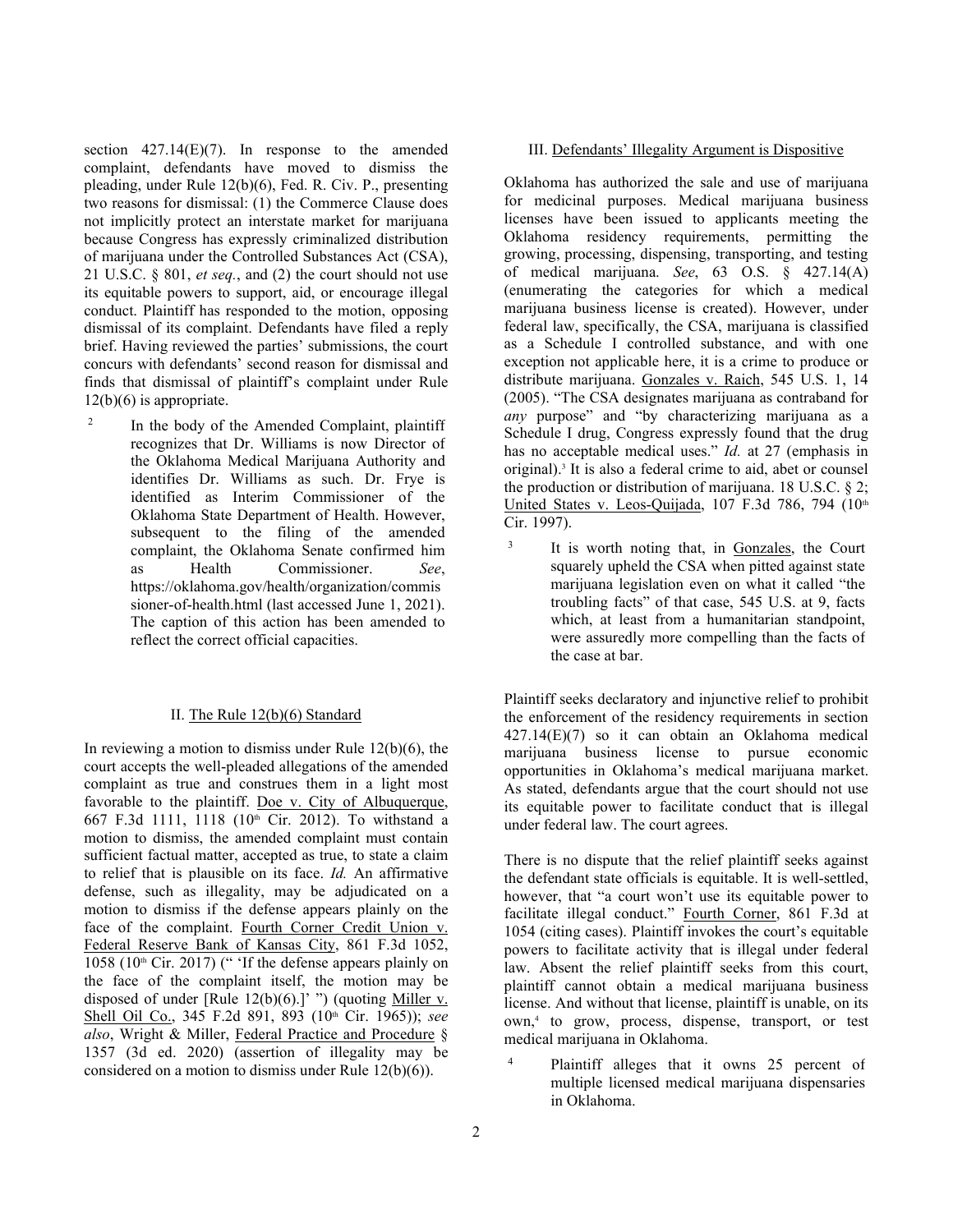section 427.14(E)(7). In response to the amended complaint, defendants have moved to dismiss the pleading, under Rule 12(b)(6), Fed. R. Civ. P., presenting two reasons for dismissal: (1) the Commerce Clause does not implicitly protect an interstate market for marijuana because Congress has expressly criminalized distribution of marijuana under the Controlled Substances Act (CSA), 21 U.S.C. § 801, *et seq.*, and (2) the court should not use its equitable powers to support, aid, or encourage illegal conduct. Plaintiff has responded to the motion, opposing dismissal of its complaint. Defendants have filed a reply brief. Having reviewed the parties' submissions, the court concurs with defendants' second reason for dismissal and finds that dismissal of plaintiff's complaint under Rule 12(b)(6) is appropriate.

[2] In the body of the Amended Complaint, plaintiff recognizes that Dr. Williams is now Director of the Oklahoma Medical Marijuana Authority and identifies Dr. Williams as such. Dr. Frye is identified as Interim Commissioner of the Oklahoma State Department of Health. However, subsequent to the filing of the amended complaint, the Oklahoma Senate confirmed him as Health Commissioner. *See*, https://oklahoma.gov/health/organization/commissioner-of-health.html (last accessed June 1, 2021). The caption of this action has been amended to reflect the correct official capacities.

## II. The Rule 12(b)(6) Standard

In reviewing a motion to dismiss under Rule 12(b)(6), the court accepts the well-pleaded allegations of the amended complaint as true and construes them in a light most favorable to the plaintiff. Doe v. City of Albuquerque, 667 F.3d 1111, 1118 (10th Cir. 2012). To withstand a motion to dismiss, the amended complaint must contain sufficient factual matter, accepted as true, to state a claim to relief that is plausible on its face. *Id.* An affirmative defense, such as illegality, may be adjudicated on a motion to dismiss if the defense appears plainly on the face of the complaint. Fourth Corner Credit Union v. Federal Reserve Bank of Kansas City, 861 F.3d 1052, 1058 (10th Cir. 2017) (" 'If the defense appears plainly on the face of the complaint itself, the motion may be disposed of under [Rule 12(b)(6).]' ") (quoting Miller v. Shell Oil Co., 345 F.2d 891, 893 (10th Cir. 1965)); *see also*, Wright & Miller, Federal Practice and Procedure § 1357 (3d ed. 2020) (assertion of illegality may be considered on a motion to dismiss under Rule 12(b)(6)).

## III. Defendants' Illegality Argument is Dispositive

Oklahoma has authorized the sale and use of marijuana for medicinal purposes. Medical marijuana business licenses have been issued to applicants meeting the Oklahoma residency requirements, permitting the growing, processing, dispensing, transporting, and testing of medical marijuana. *See*, 63 O.S. § 427.14(A) (enumerating the categories for which a medical marijuana business license is created). However, under federal law, specifically, the CSA, marijuana is classified as a Schedule I controlled substance, and with one exception not applicable here, it is a crime to produce or distribute marijuana. Gonzales v. Raich, 545 U.S. 1, 14 (2005). "The CSA designates marijuana as contraband for *any* purpose" and "by characterizing marijuana as a Schedule I drug, Congress expressly found that the drug has no acceptable medical uses." *Id.* at 27 (emphasis in original).[3] It is also a federal crime to aid, abet or counsel the production or distribution of marijuana. 18 U.S.C. § 2; United States v. Leos-Quijada, 107 F.3d 786, 794 (10th Cir. 1997).

[3] It is worth noting that, in Gonzales, the Court squarely upheld the CSA when pitted against state marijuana legislation even on what it called "the troubling facts" of that case, 545 U.S. at 9, facts which, at least from a humanitarian standpoint, were assuredly more compelling than the facts of the case at bar.

Plaintiff seeks declaratory and injunctive relief to prohibit the enforcement of the residency requirements in section 427.14(E)(7) so it can obtain an Oklahoma medical marijuana business license to pursue economic opportunities in Oklahoma's medical marijuana market. As stated, defendants argue that the court should not use its equitable power to facilitate conduct that is illegal under federal law. The court agrees.

There is no dispute that the relief plaintiff seeks against the defendant state officials is equitable. It is well-settled, however, that "a court won't use its equitable power to facilitate illegal conduct." Fourth Corner, 861 F.3d at 1054 (citing cases). Plaintiff invokes the court's equitable powers to facilitate activity that is illegal under federal law. Absent the relief plaintiff seeks from this court, plaintiff cannot obtain a medical marijuana business license. And without that license, plaintiff is unable, on its own,[4] to grow, process, dispense, transport, or test medical marijuana in Oklahoma.

[4] Plaintiff alleges that it owns 25 percent of multiple licensed medical marijuana dispensaries in Oklahoma.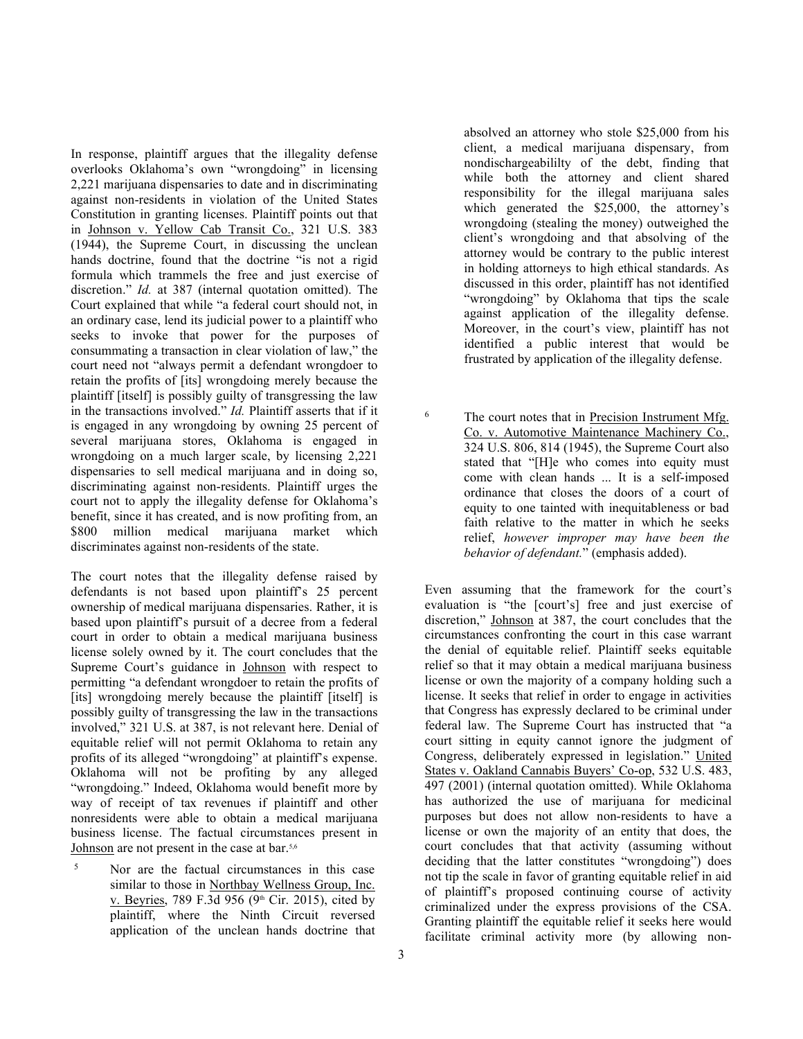In response, plaintiff argues that the illegality defense overlooks Oklahoma's own "wrongdoing" in licensing 2,221 marijuana dispensaries to date and in discriminating against non-residents in violation of the United States Constitution in granting licenses. Plaintiff points out that in Johnson v. Yellow Cab Transit Co., 321 U.S. 383 (1944), the Supreme Court, in discussing the unclean hands doctrine, found that the doctrine "is not a rigid formula which trammels the free and just exercise of discretion." *Id.* at 387 (internal quotation omitted). The Court explained that while "a federal court should not, in an ordinary case, lend its judicial power to a plaintiff who seeks to invoke that power for the purposes of consummating a transaction in clear violation of law," the court need not "always permit a defendant wrongdoer to retain the profits of [its] wrongdoing merely because the plaintiff [itself] is possibly guilty of transgressing the law in the transactions involved." *Id.* Plaintiff asserts that if it is engaged in any wrongdoing by owning 25 percent of several marijuana stores, Oklahoma is engaged in wrongdoing on a much larger scale, by licensing 2,221 dispensaries to sell medical marijuana and in doing so, discriminating against non-residents. Plaintiff urges the court not to apply the illegality defense for Oklahoma's benefit, since it has created, and is now profiting from, an $800 million medical marijuana market which discriminates against non-residents of the state.

The court notes that the illegality defense raised by defendants is not based upon plaintiff's 25 percent ownership of medical marijuana dispensaries. Rather, it is based upon plaintiff's pursuit of a decree from a federal court in order to obtain a medical marijuana business license solely owned by it. The court concludes that the Supreme Court's guidance in Johnson with respect to permitting "a defendant wrongdoer to retain the profits of [its] wrongdoing merely because the plaintiff [itself] is possibly guilty of transgressing the law in the transactions involved," 321 U.S. at 387, is not relevant here. Denial of equitable relief will not permit Oklahoma to retain any profits of its alleged "wrongdoing" at plaintiff's expense. Oklahoma will not be profiting by any alleged "wrongdoing." Indeed, Oklahoma would benefit more by way of receipt of tax revenues if plaintiff and other nonresidents were able to obtain a medical marijuana business license. The factual circumstances present in Johnson are not present in the case at bar.[5,6]

Even assuming that the framework for the court's evaluation is "the [court's] free and just exercise of discretion," Johnson at 387, the court concludes that the circumstances confronting the court in this case warrant the denial of equitable relief. Plaintiff seeks equitable relief so that it may obtain a medical marijuana business license or own the majority of a company holding such a license. It seeks that relief in order to engage in activities that Congress has expressly declared to be criminal under federal law. The Supreme Court has instructed that "a court sitting in equity cannot ignore the judgment of Congress, deliberately expressed in legislation." United States v. Oakland Cannabis Buyers' Co-op, 532 U.S. 483, 497 (2001) (internal quotation omitted). While Oklahoma has authorized the use of marijuana for medicinal purposes but does not allow non-residents to have a license or own the majority of an entity that does, the court concludes that that activity (assuming without deciding that the latter constitutes "wrongdoing") does not tip the scale in favor of granting equitable relief in aid of plaintiff's proposed continuing course of activity criminalized under the express provisions of the CSA. Granting plaintiff the equitable relief it seeks here would facilitate criminal activity more (by allowing non-

[5] Nor are the factual circumstances in this case similar to those in Northbay Wellness Group, Inc. v. Beyries, 789 F.3d 956 (9th Cir. 2015), cited by plaintiff, where the Ninth Circuit reversed application of the unclean hands doctrine that absolved an attorney who stole $25,000 from his client, a medical marijuana dispensary, from nondischargeabililty of the debt, finding that while both the attorney and client shared responsibility for the illegal marijuana sales which generated the $25,000, the attorney's wrongdoing (stealing the money) outweighed the client's wrongdoing and that absolving of the attorney would be contrary to the public interest in holding attorneys to high ethical standards. As discussed in this order, plaintiff has not identified "wrongdoing" by Oklahoma that tips the scale against application of the illegality defense. Moreover, in the court's view, plaintiff has not identified a public interest that would be frustrated by application of the illegality defense.

[6] The court notes that in Precision Instrument Mfg. Co. v. Automotive Maintenance Machinery Co., 324 U.S. 806, 814 (1945), the Supreme Court also stated that "[H]e who comes into equity must come with clean hands ... It is a self-imposed ordinance that closes the doors of a court of equity to one tainted with inequitableness or bad faith relative to the matter in which he seeks relief, *however improper may have been the behavior of defendant.*" (emphasis added).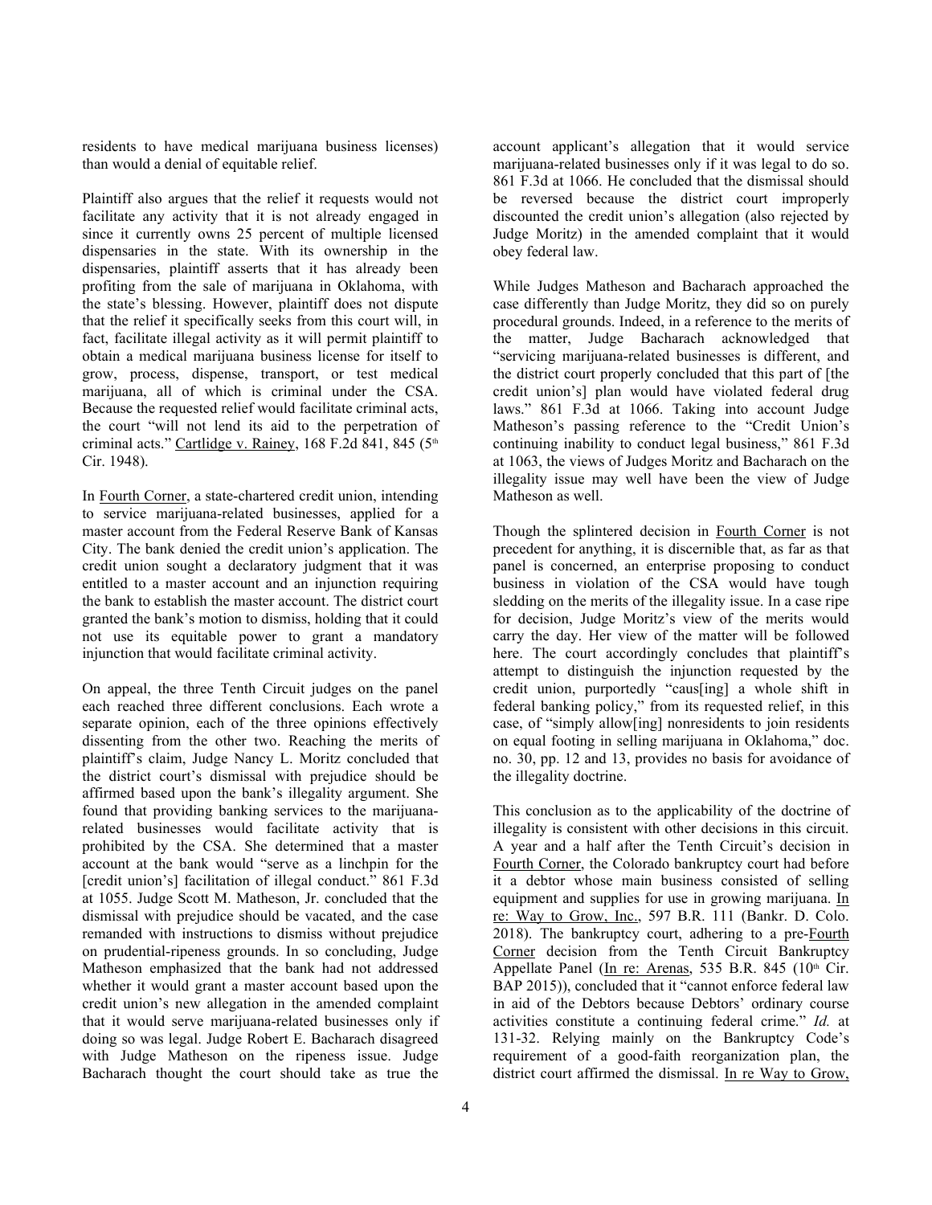residents to have medical marijuana business licenses) than would a denial of equitable relief.

Plaintiff also argues that the relief it requests would not facilitate any activity that it is not already engaged in since it currently owns 25 percent of multiple licensed dispensaries in the state. With its ownership in the dispensaries, plaintiff asserts that it has already been profiting from the sale of marijuana in Oklahoma, with the state's blessing. However, plaintiff does not dispute that the relief it specifically seeks from this court will, in fact, facilitate illegal activity as it will permit plaintiff to obtain a medical marijuana business license for itself to grow, process, dispense, transport, or test medical marijuana, all of which is criminal under the CSA. Because the requested relief would facilitate criminal acts, the court "will not lend its aid to the perpetration of criminal acts." Cartlidge v. Rainey, 168 F.2d 841, 845 (5th Cir. 1948).

In Fourth Corner, a state-chartered credit union, intending to service marijuana-related businesses, applied for a master account from the Federal Reserve Bank of Kansas City. The bank denied the credit union's application. The credit union sought a declaratory judgment that it was entitled to a master account and an injunction requiring the bank to establish the master account. The district court granted the bank's motion to dismiss, holding that it could not use its equitable power to grant a mandatory injunction that would facilitate criminal activity.

On appeal, the three Tenth Circuit judges on the panel each reached three different conclusions. Each wrote a separate opinion, each of the three opinions effectively dissenting from the other two. Reaching the merits of plaintiff's claim, Judge Nancy L. Moritz concluded that the district court's dismissal with prejudice should be affirmed based upon the bank's illegality argument. She found that providing banking services to the marijuana-related businesses would facilitate activity that is prohibited by the CSA. She determined that a master account at the bank would "serve as a linchpin for the [credit union's] facilitation of illegal conduct." 861 F.3d at 1055. Judge Scott M. Matheson, Jr. concluded that the dismissal with prejudice should be vacated, and the case remanded with instructions to dismiss without prejudice on prudential-ripeness grounds. In so concluding, Judge Matheson emphasized that the bank had not addressed whether it would grant a master account based upon the credit union's new allegation in the amended complaint that it would serve marijuana-related businesses only if doing so was legal. Judge Robert E. Bacharach disagreed with Judge Matheson on the ripeness issue. Judge Bacharach thought the court should take as true the account applicant's allegation that it would service marijuana-related businesses only if it was legal to do so. 861 F.3d at 1066. He concluded that the dismissal should be reversed because the district court improperly discounted the credit union's allegation (also rejected by Judge Moritz) in the amended complaint that it would obey federal law.

While Judges Matheson and Bacharach approached the case differently than Judge Moritz, they did so on purely procedural grounds. Indeed, in a reference to the merits of the matter, Judge Bacharach acknowledged that "servicing marijuana-related businesses is different, and the district court properly concluded that this part of [the credit union's] plan would have violated federal drug laws." 861 F.3d at 1066. Taking into account Judge Matheson's passing reference to the "Credit Union's continuing inability to conduct legal business," 861 F.3d at 1063, the views of Judges Moritz and Bacharach on the illegality issue may well have been the view of Judge Matheson as well.

Though the splintered decision in Fourth Corner is not precedent for anything, it is discernible that, as far as that panel is concerned, an enterprise proposing to conduct business in violation of the CSA would have tough sledding on the merits of the illegality issue. In a case ripe for decision, Judge Moritz's view of the merits would carry the day. Her view of the matter will be followed here. The court accordingly concludes that plaintiff's attempt to distinguish the injunction requested by the credit union, purportedly "caus[ing] a whole shift in federal banking policy," from its requested relief, in this case, of "simply allow[ing] nonresidents to join residents on equal footing in selling marijuana in Oklahoma," doc. no. 30, pp. 12 and 13, provides no basis for avoidance of the illegality doctrine.

This conclusion as to the applicability of the doctrine of illegality is consistent with other decisions in this circuit. A year and a half after the Tenth Circuit's decision in Fourth Corner, the Colorado bankruptcy court had before it a debtor whose main business consisted of selling equipment and supplies for use in growing marijuana. In re: Way to Grow, Inc., 597 B.R. 111 (Bankr. D. Colo. 2018). The bankruptcy court, adhering to a pre-Fourth Corner decision from the Tenth Circuit Bankruptcy Appellate Panel (In re: Arenas, 535 B.R. 845 (10th Cir. BAP 2015)), concluded that it "cannot enforce federal law in aid of the Debtors because Debtors' ordinary course activities constitute a continuing federal crime." *Id.* at 131-32. Relying mainly on the Bankruptcy Code's requirement of a good-faith reorganization plan, the district court affirmed the dismissal. In re Way to Grow,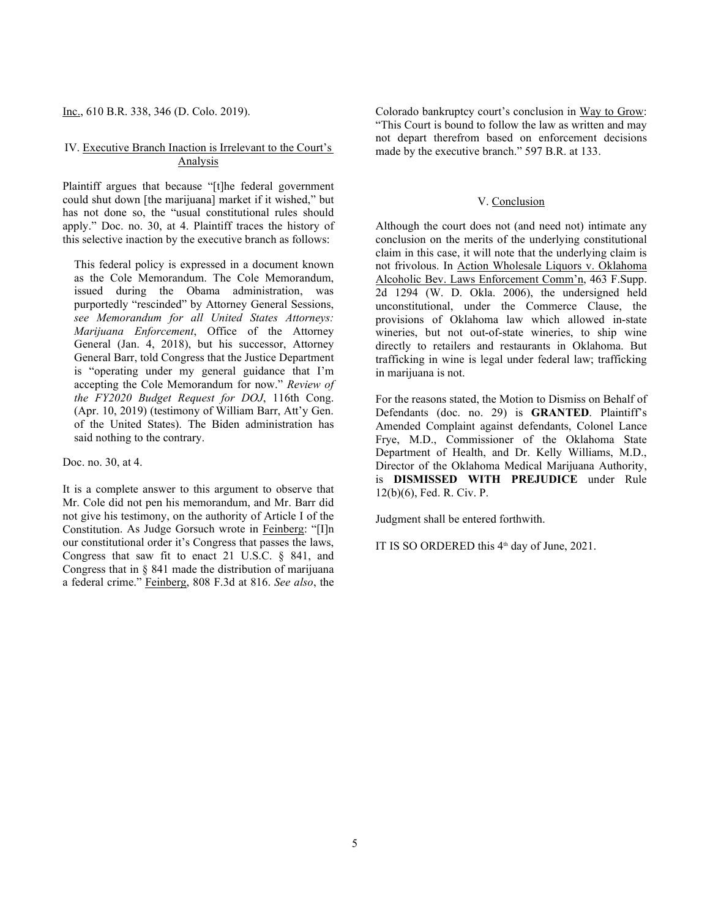Inc., 610 B.R. 338, 346 (D. Colo. 2019).

## IV. Executive Branch Inaction is Irrelevant to the Court's Analysis

Plaintiff argues that because "[t]he federal government could shut down [the marijuana] market if it wished," but has not done so, the "usual constitutional rules should apply." Doc. no. 30, at 4. Plaintiff traces the history of this selective inaction by the executive branch as follows:

> This federal policy is expressed in a document known as the Cole Memorandum. The Cole Memorandum, issued during the Obama administration, was purportedly "rescinded" by Attorney General Sessions, *see Memorandum for all United States Attorneys: Marijuana Enforcement*, Office of the Attorney General (Jan. 4, 2018), but his successor, Attorney General Barr, told Congress that the Justice Department is "operating under my general guidance that I'm accepting the Cole Memorandum for now." *Review of the FY2020 Budget Request for DOJ*, 116th Cong. (Apr. 10, 2019) (testimony of William Barr, Att'y Gen. of the United States). The Biden administration has said nothing to the contrary.

Doc. no. 30, at 4.

It is a complete answer to this argument to observe that Mr. Cole did not pen his memorandum, and Mr. Barr did not give his testimony, on the authority of Article I of the Constitution. As Judge Gorsuch wrote in Feinberg: "[I]n our constitutional order it's Congress that passes the laws, Congress that saw fit to enact 21 U.S.C. § 841, and Congress that in § 841 made the distribution of marijuana a federal crime." Feinberg, 808 F.3d at 816. *See also*, the Colorado bankruptcy court's conclusion in Way to Grow: "This Court is bound to follow the law as written and may not depart therefrom based on enforcement decisions made by the executive branch." 597 B.R. at 133.

## V. Conclusion

Although the court does not (and need not) intimate any conclusion on the merits of the underlying constitutional claim in this case, it will note that the underlying claim is not frivolous. In Action Wholesale Liquors v. Oklahoma Alcoholic Bev. Laws Enforcement Comm'n, 463 F.Supp. 2d 1294 (W. D. Okla. 2006), the undersigned held unconstitutional, under the Commerce Clause, the provisions of Oklahoma law which allowed in-state wineries, but not out-of-state wineries, to ship wine directly to retailers and restaurants in Oklahoma. But trafficking in wine is legal under federal law; trafficking in marijuana is not.

For the reasons stated, the Motion to Dismiss on Behalf of Defendants (doc. no. 29) is **GRANTED**. Plaintiff's Amended Complaint against defendants, Colonel Lance Frye, M.D., Commissioner of the Oklahoma State Department of Health, and Dr. Kelly Williams, M.D., Director of the Oklahoma Medical Marijuana Authority, is **DISMISSED WITH PREJUDICE** under Rule 12(b)(6), Fed. R. Civ. P.

Judgment shall be entered forthwith.

IT IS SO ORDERED this 4th day of June, 2021.